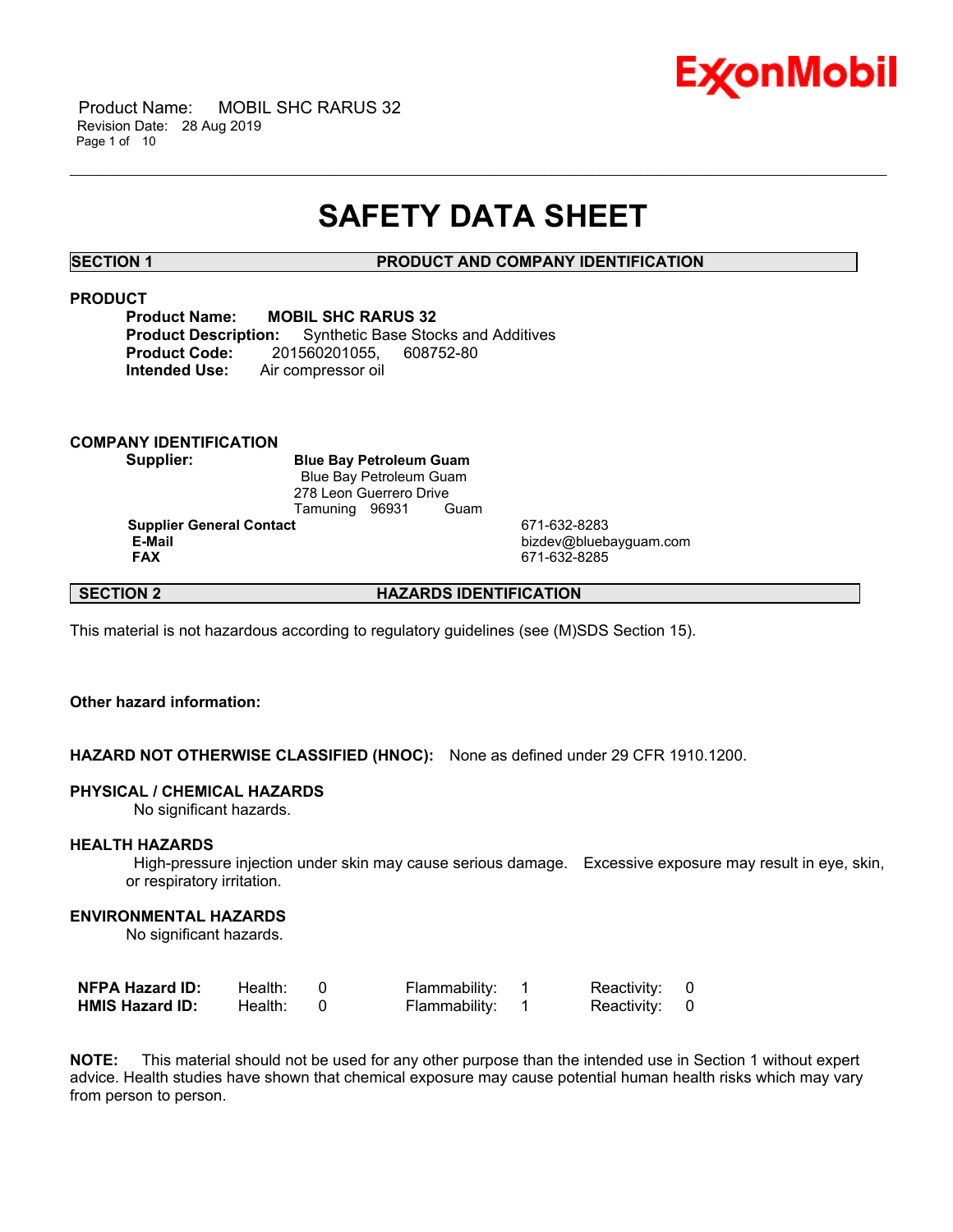# SAFETY DATA SHEET

## SECTION 1 PRODUCT AND COMPANY IDENTIFICATION

### PRODUCT

**Product Name:** **MOBIL SHC RARUS 32**
**Product Description:** Synthetic Base Stocks and Additives
**Product Code:** 201560201055, 608752-80
**Intended Use:** Air compressor oil

### COMPANY IDENTIFICATION

**Supplier:** **Blue Bay Petroleum Guam**
Blue Bay Petroleum Guam
278 Leon Guerrero Drive
Tamuning 96931 Guam

| | |
|---|---|
| **Supplier General Contact** | 671-632-8283 |
| **E-Mail** | bizdev@bluebayguam.com |
| **FAX** | 671-632-8285 |

## SECTION 2 HAZARDS IDENTIFICATION

This material is not hazardous according to regulatory guidelines (see (M)SDS Section 15).

**Other hazard information:**

**HAZARD NOT OTHERWISE CLASSIFIED (HNOC):** None as defined under 29 CFR 1910.1200.

### PHYSICAL / CHEMICAL HAZARDS

No significant hazards.

### HEALTH HAZARDS

High-pressure injection under skin may cause serious damage. Excessive exposure may result in eye, skin, or respiratory irritation.

### ENVIRONMENTAL HAZARDS

No significant hazards.

| | | | | | | |
|---|---|---|---|---|---|---|
| **NFPA Hazard ID:** | Health: | 0 | Flammability: | 1 | Reactivity: | 0 |
| **HMIS Hazard ID:** | Health: | 0 | Flammability: | 1 | Reactivity: | 0 |

**NOTE:** This material should not be used for any other purpose than the intended use in Section 1 without expert advice. Health studies have shown that chemical exposure may cause potential human health risks which may vary from person to person.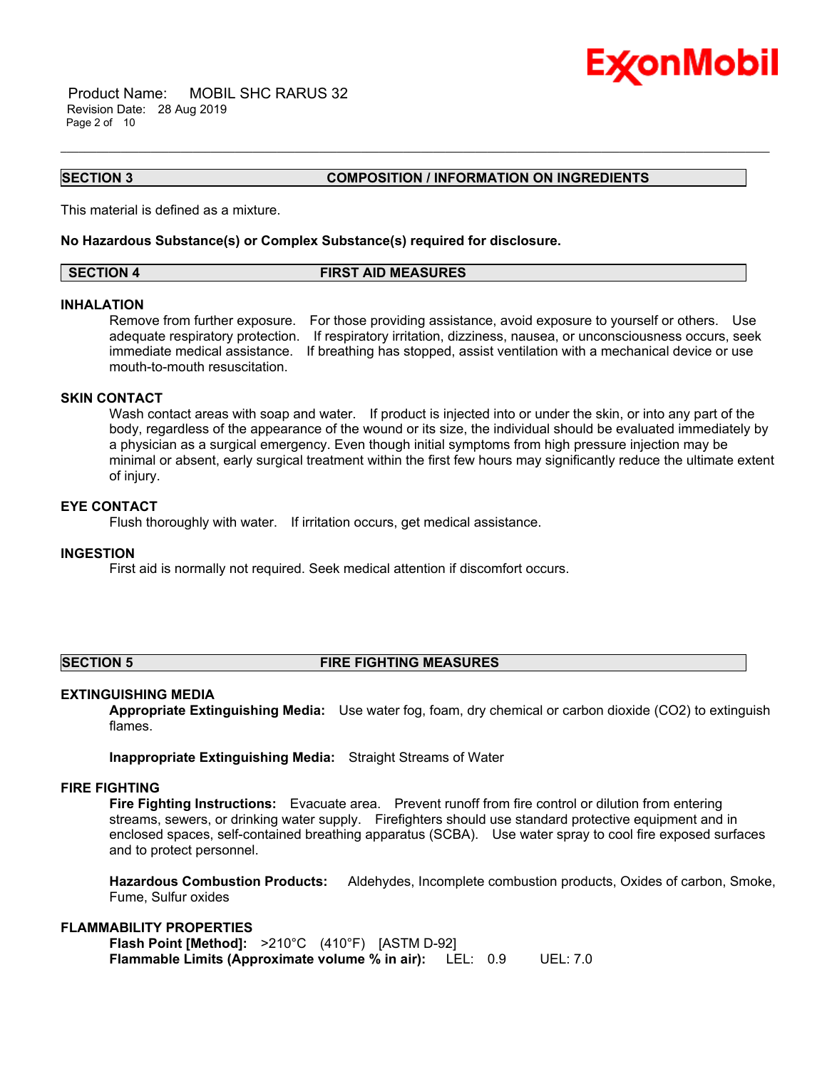## SECTION 3 COMPOSITION / INFORMATION ON INGREDIENTS

This material is defined as a mixture.

**No Hazardous Substance(s) or Complex Substance(s) required for disclosure.**

## SECTION 4 FIRST AID MEASURES

### INHALATION

Remove from further exposure. For those providing assistance, avoid exposure to yourself or others. Use adequate respiratory protection. If respiratory irritation, dizziness, nausea, or unconsciousness occurs, seek immediate medical assistance. If breathing has stopped, assist ventilation with a mechanical device or use mouth-to-mouth resuscitation.

### SKIN CONTACT

Wash contact areas with soap and water. If product is injected into or under the skin, or into any part of the body, regardless of the appearance of the wound or its size, the individual should be evaluated immediately by a physician as a surgical emergency. Even though initial symptoms from high pressure injection may be minimal or absent, early surgical treatment within the first few hours may significantly reduce the ultimate extent of injury.

### EYE CONTACT

Flush thoroughly with water. If irritation occurs, get medical assistance.

### INGESTION

First aid is normally not required. Seek medical attention if discomfort occurs.

## SECTION 5 FIRE FIGHTING MEASURES

### EXTINGUISHING MEDIA

**Appropriate Extinguishing Media:** Use water fog, foam, dry chemical or carbon dioxide ($CO_2$) to extinguish flames.

**Inappropriate Extinguishing Media:** Straight Streams of Water

### FIRE FIGHTING

**Fire Fighting Instructions:** Evacuate area. Prevent runoff from fire control or dilution from entering streams, sewers, or drinking water supply. Firefighters should use standard protective equipment and in enclosed spaces, self-contained breathing apparatus (SCBA). Use water spray to cool fire exposed surfaces and to protect personnel.

**Hazardous Combustion Products:** Aldehydes, Incomplete combustion products, Oxides of carbon, Smoke, Fume, Sulfur oxides

### FLAMMABILITY PROPERTIES

**Flash Point [Method]:** >210°C (410°F) [ASTM D-92]
**Flammable Limits (Approximate volume % in air):** LEL: 0.9 UEL: 7.0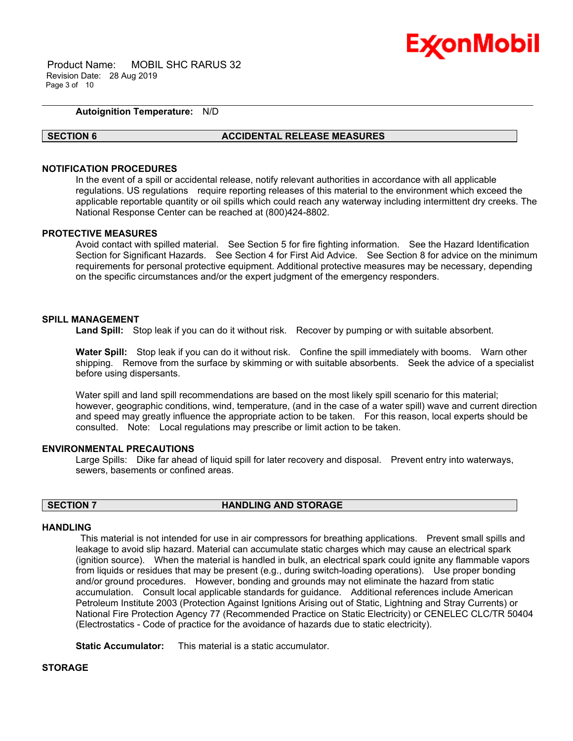**Autoignition Temperature:** N/D

## SECTION 6 ACCIDENTAL RELEASE MEASURES

### NOTIFICATION PROCEDURES

In the event of a spill or accidental release, notify relevant authorities in accordance with all applicable regulations. US regulations require reporting releases of this material to the environment which exceed the applicable reportable quantity or oil spills which could reach any waterway including intermittent dry creeks. The National Response Center can be reached at (800)424-8802.

### PROTECTIVE MEASURES

Avoid contact with spilled material. See Section 5 for fire fighting information. See the Hazard Identification Section for Significant Hazards. See Section 4 for First Aid Advice. See Section 8 for advice on the minimum requirements for personal protective equipment. Additional protective measures may be necessary, depending on the specific circumstances and/or the expert judgment of the emergency responders.

### SPILL MANAGEMENT

**Land Spill:** Stop leak if you can do it without risk. Recover by pumping or with suitable absorbent.

**Water Spill:** Stop leak if you can do it without risk. Confine the spill immediately with booms. Warn other shipping. Remove from the surface by skimming or with suitable absorbents. Seek the advice of a specialist before using dispersants.

Water spill and land spill recommendations are based on the most likely spill scenario for this material; however, geographic conditions, wind, temperature, (and in the case of a water spill) wave and current direction and speed may greatly influence the appropriate action to be taken. For this reason, local experts should be consulted. Note: Local regulations may prescribe or limit action to be taken.

### ENVIRONMENTAL PRECAUTIONS

Large Spills: Dike far ahead of liquid spill for later recovery and disposal. Prevent entry into waterways, sewers, basements or confined areas.

## SECTION 7 HANDLING AND STORAGE

### HANDLING

This material is not intended for use in air compressors for breathing applications. Prevent small spills and leakage to avoid slip hazard. Material can accumulate static charges which may cause an electrical spark (ignition source). When the material is handled in bulk, an electrical spark could ignite any flammable vapors from liquids or residues that may be present (e.g., during switch-loading operations). Use proper bonding and/or ground procedures. However, bonding and grounds may not eliminate the hazard from static accumulation. Consult local applicable standards for guidance. Additional references include American Petroleum Institute 2003 (Protection Against Ignitions Arising out of Static, Lightning and Stray Currents) or National Fire Protection Agency 77 (Recommended Practice on Static Electricity) or CENELEC CLC/TR 50404 (Electrostatics - Code of practice for the avoidance of hazards due to static electricity).

**Static Accumulator:** This material is a static accumulator.

### STORAGE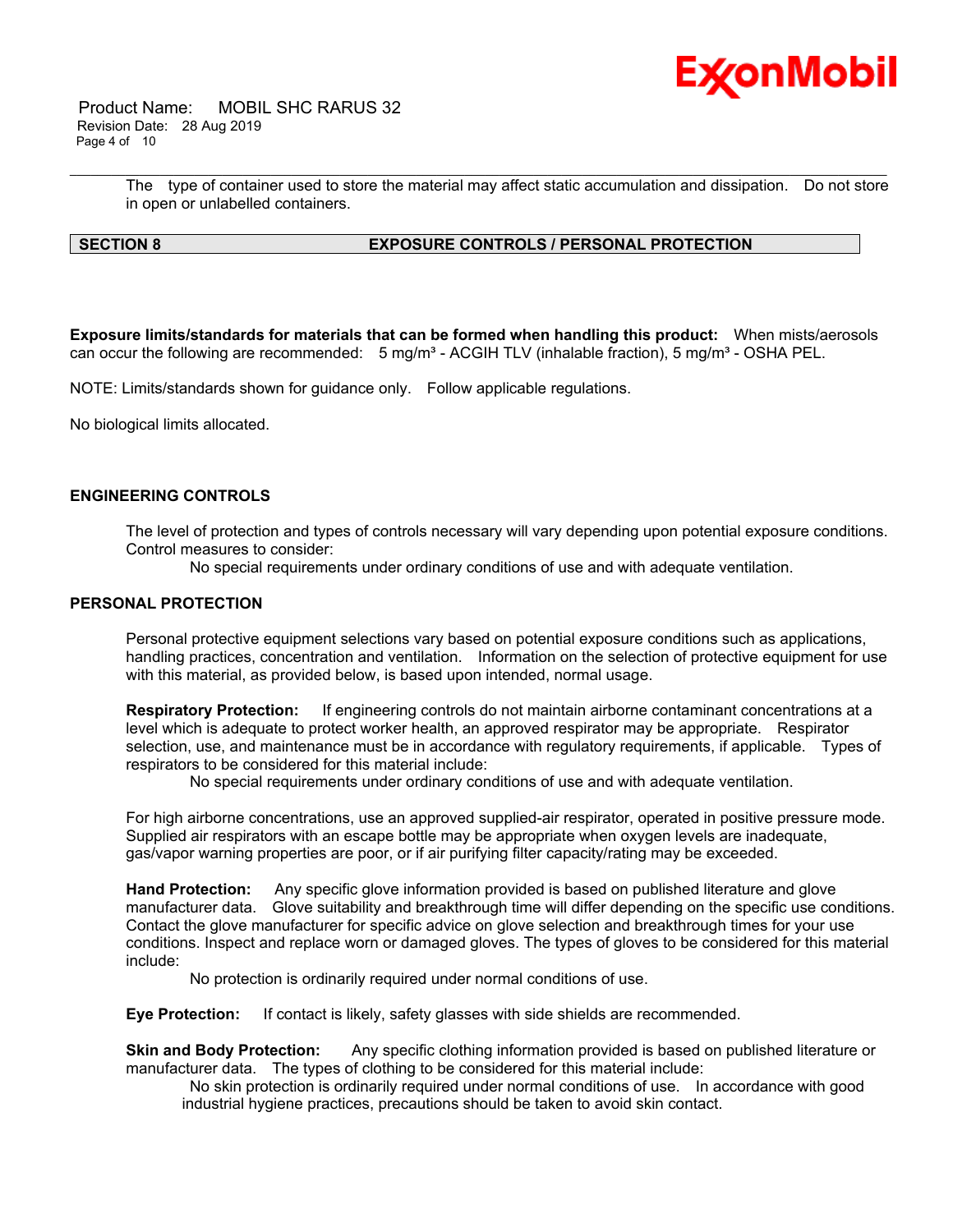The type of container used to store the material may affect static accumulation and dissipation. Do not store in open or unlabelled containers.

## SECTION 8 EXPOSURE CONTROLS / PERSONAL PROTECTION

**Exposure limits/standards for materials that can be formed when handling this product:** When mists/aerosols can occur the following are recommended: 5 mg/m³ - ACGIH TLV (inhalable fraction), 5 mg/m³ - OSHA PEL.

NOTE: Limits/standards shown for guidance only. Follow applicable regulations.

No biological limits allocated.

### ENGINEERING CONTROLS

The level of protection and types of controls necessary will vary depending upon potential exposure conditions. Control measures to consider:

No special requirements under ordinary conditions of use and with adequate ventilation.

### PERSONAL PROTECTION

Personal protective equipment selections vary based on potential exposure conditions such as applications, handling practices, concentration and ventilation. Information on the selection of protective equipment for use with this material, as provided below, is based upon intended, normal usage.

**Respiratory Protection:** If engineering controls do not maintain airborne contaminant concentrations at a level which is adequate to protect worker health, an approved respirator may be appropriate. Respirator selection, use, and maintenance must be in accordance with regulatory requirements, if applicable. Types of respirators to be considered for this material include:

No special requirements under ordinary conditions of use and with adequate ventilation.

For high airborne concentrations, use an approved supplied-air respirator, operated in positive pressure mode. Supplied air respirators with an escape bottle may be appropriate when oxygen levels are inadequate, gas/vapor warning properties are poor, or if air purifying filter capacity/rating may be exceeded.

**Hand Protection:** Any specific glove information provided is based on published literature and glove manufacturer data. Glove suitability and breakthrough time will differ depending on the specific use conditions. Contact the glove manufacturer for specific advice on glove selection and breakthrough times for your use conditions. Inspect and replace worn or damaged gloves. The types of gloves to be considered for this material include:

No protection is ordinarily required under normal conditions of use.

**Eye Protection:** If contact is likely, safety glasses with side shields are recommended.

**Skin and Body Protection:** Any specific clothing information provided is based on published literature or manufacturer data. The types of clothing to be considered for this material include:

No skin protection is ordinarily required under normal conditions of use. In accordance with good industrial hygiene practices, precautions should be taken to avoid skin contact.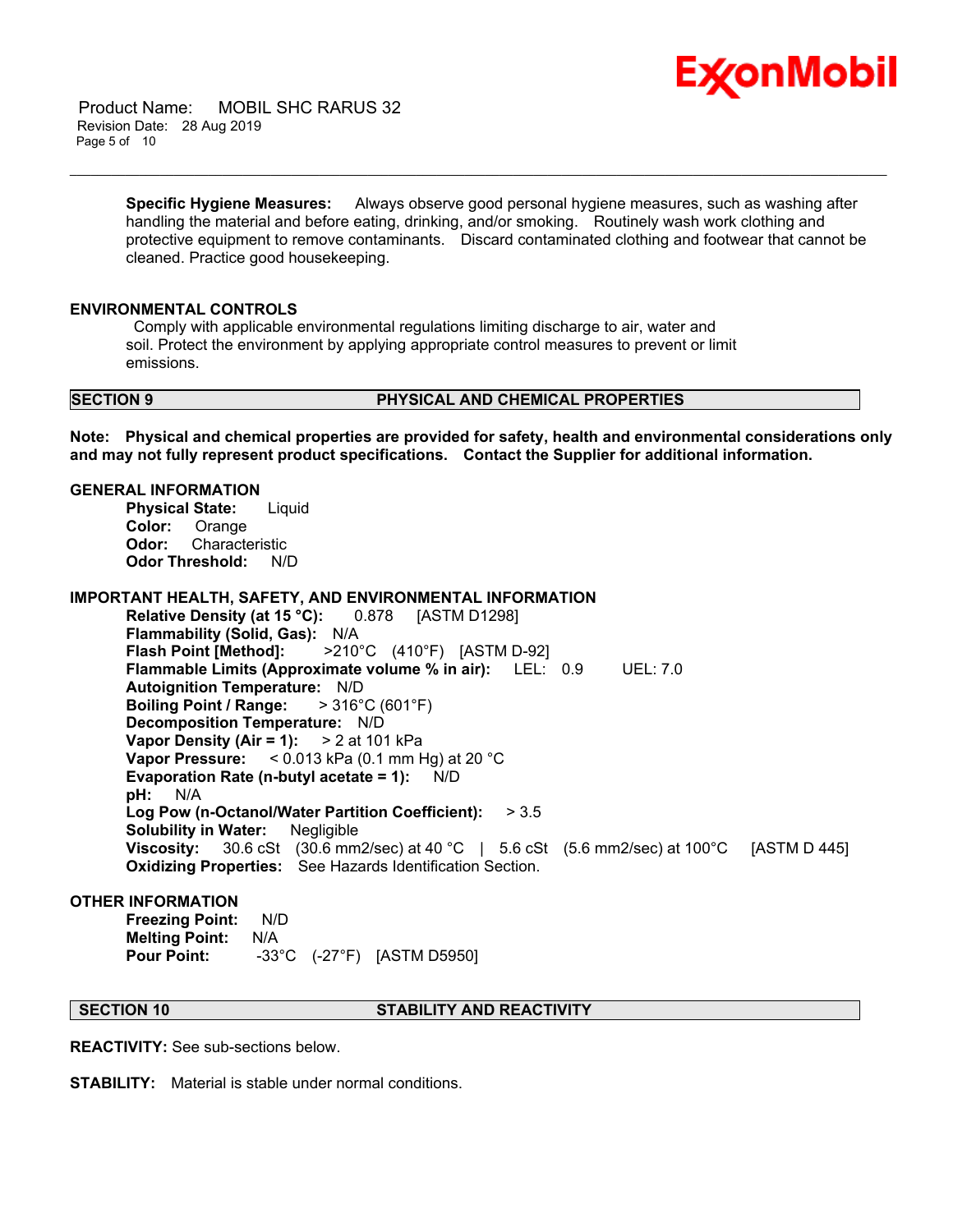**Specific Hygiene Measures:** Always observe good personal hygiene measures, such as washing after handling the material and before eating, drinking, and/or smoking. Routinely wash work clothing and protective equipment to remove contaminants. Discard contaminated clothing and footwear that cannot be cleaned. Practice good housekeeping.

## ENVIRONMENTAL CONTROLS

Comply with applicable environmental regulations limiting discharge to air, water and soil. Protect the environment by applying appropriate control measures to prevent or limit emissions.

## SECTION 9 PHYSICAL AND CHEMICAL PROPERTIES

**Note: Physical and chemical properties are provided for safety, health and environmental considerations only and may not fully represent product specifications. Contact the Supplier for additional information.**

### GENERAL INFORMATION

**Physical State:** Liquid
**Color:** Orange
**Odor:** Characteristic
**Odor Threshold:** N/D

### IMPORTANT HEALTH, SAFETY, AND ENVIRONMENTAL INFORMATION

**Relative Density (at 15 °C):** 0.878 [ASTM D1298]
**Flammability (Solid, Gas):** N/A
**Flash Point [Method]:** >210°C (410°F) [ASTM D-92]
**Flammable Limits (Approximate volume % in air):** LEL: 0.9 UEL: 7.0
**Autoignition Temperature:** N/D
**Boiling Point / Range:** > 316°C (601°F)
**Decomposition Temperature:** N/D
**Vapor Density (Air = 1):** > 2 at 101 kPa
**Vapor Pressure:** < 0.013 kPa (0.1 mm Hg) at 20 °C
**Evaporation Rate (n-butyl acetate = 1):** N/D
**pH:** N/A
**Log Pow (n-Octanol/Water Partition Coefficient):** > 3.5
**Solubility in Water:** Negligible
**Viscosity:** 30.6 cSt (30.6 mm2/sec) at 40 °C | 5.6 cSt (5.6 mm2/sec) at 100°C [ASTM D 445]
**Oxidizing Properties:** See Hazards Identification Section.

### OTHER INFORMATION

**Freezing Point:** N/D
**Melting Point:** N/A
**Pour Point:** -33°C (-27°F) [ASTM D5950]

## SECTION 10 STABILITY AND REACTIVITY

**REACTIVITY:** See sub-sections below.

**STABILITY:** Material is stable under normal conditions.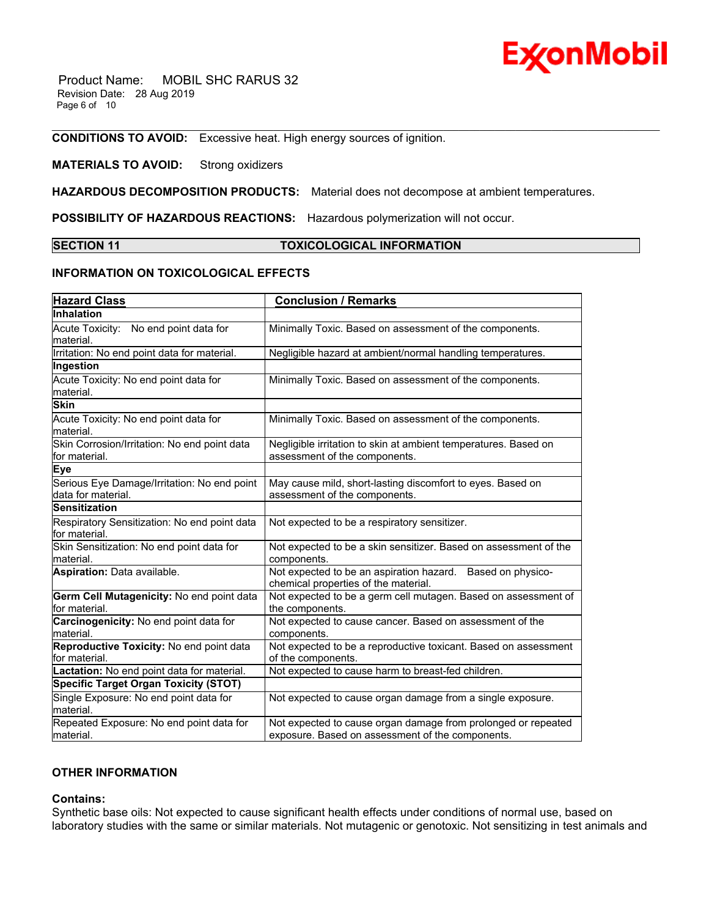**CONDITIONS TO AVOID:** Excessive heat. High energy sources of ignition.

**MATERIALS TO AVOID:** Strong oxidizers

**HAZARDOUS DECOMPOSITION PRODUCTS:** Material does not decompose at ambient temperatures.

**POSSIBILITY OF HAZARDOUS REACTIONS:** Hazardous polymerization will not occur.

## SECTION 11 TOXICOLOGICAL INFORMATION

### INFORMATION ON TOXICOLOGICAL EFFECTS

| Hazard Class | Conclusion / Remarks |
|---|---|
| **Inhalation** | |
| Acute Toxicity: No end point data for material. | Minimally Toxic. Based on assessment of the components. |
| Irritation: No end point data for material. | Negligible hazard at ambient/normal handling temperatures. |
| **Ingestion** | |
| Acute Toxicity: No end point data for material. | Minimally Toxic. Based on assessment of the components. |
| **Skin** | |
| Acute Toxicity: No end point data for material. | Minimally Toxic. Based on assessment of the components. |
| Skin Corrosion/Irritation: No end point data for material. | Negligible irritation to skin at ambient temperatures. Based on assessment of the components. |
| **Eye** | |
| Serious Eye Damage/Irritation: No end point data for material. | May cause mild, short-lasting discomfort to eyes. Based on assessment of the components. |
| **Sensitization** | |
| Respiratory Sensitization: No end point data for material. | Not expected to be a respiratory sensitizer. |
| Skin Sensitization: No end point data for material. | Not expected to be a skin sensitizer. Based on assessment of the components. |
| **Aspiration:** Data available. | Not expected to be an aspiration hazard. Based on physico-chemical properties of the material. |
| **Germ Cell Mutagenicity:** No end point data for material. | Not expected to be a germ cell mutagen. Based on assessment of the components. |
| **Carcinogenicity:** No end point data for material. | Not expected to cause cancer. Based on assessment of the components. |
| **Reproductive Toxicity:** No end point data for material. | Not expected to be a reproductive toxicant. Based on assessment of the components. |
| **Lactation:** No end point data for material. | Not expected to cause harm to breast-fed children. |
| **Specific Target Organ Toxicity (STOT)** | |
| Single Exposure: No end point data for material. | Not expected to cause organ damage from a single exposure. |
| Repeated Exposure: No end point data for material. | Not expected to cause organ damage from prolonged or repeated exposure. Based on assessment of the components. |

### OTHER INFORMATION

**Contains:**

Synthetic base oils: Not expected to cause significant health effects under conditions of normal use, based on laboratory studies with the same or similar materials. Not mutagenic or genotoxic. Not sensitizing in test animals and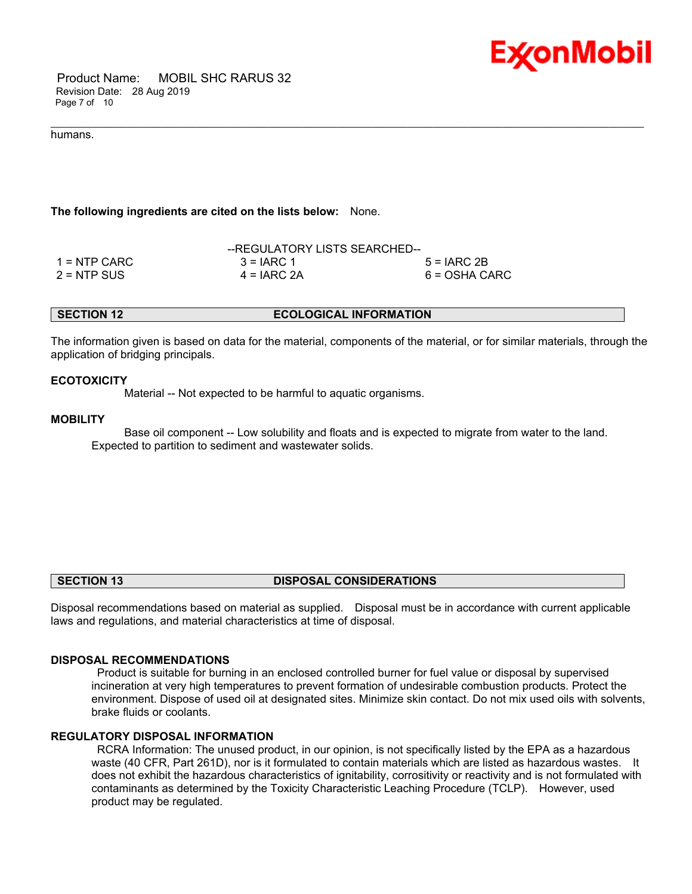humans.

**The following ingredients are cited on the lists below:** None.

--REGULATORY LISTS SEARCHED--

| | | |
|---|---|---|
| 1 = NTP CARC | 3 = IARC 1 | 5 = IARC 2B |
| 2 = NTP SUS | 4 = IARC 2A | 6 = OSHA CARC |

## SECTION 12 ECOLOGICAL INFORMATION

The information given is based on data for the material, components of the material, or for similar materials, through the application of bridging principals.

**ECOTOXICITY**

Material -- Not expected to be harmful to aquatic organisms.

**MOBILITY**

Base oil component -- Low solubility and floats and is expected to migrate from water to the land. Expected to partition to sediment and wastewater solids.

## SECTION 13 DISPOSAL CONSIDERATIONS

Disposal recommendations based on material as supplied. Disposal must be in accordance with current applicable laws and regulations, and material characteristics at time of disposal.

**DISPOSAL RECOMMENDATIONS**

Product is suitable for burning in an enclosed controlled burner for fuel value or disposal by supervised incineration at very high temperatures to prevent formation of undesirable combustion products. Protect the environment. Dispose of used oil at designated sites. Minimize skin contact. Do not mix used oils with solvents, brake fluids or coolants.

**REGULATORY DISPOSAL INFORMATION**

RCRA Information: The unused product, in our opinion, is not specifically listed by the EPA as a hazardous waste (40 CFR, Part 261D), nor is it formulated to contain materials which are listed as hazardous wastes. It does not exhibit the hazardous characteristics of ignitability, corrositivity or reactivity and is not formulated with contaminants as determined by the Toxicity Characteristic Leaching Procedure (TCLP). However, used product may be regulated.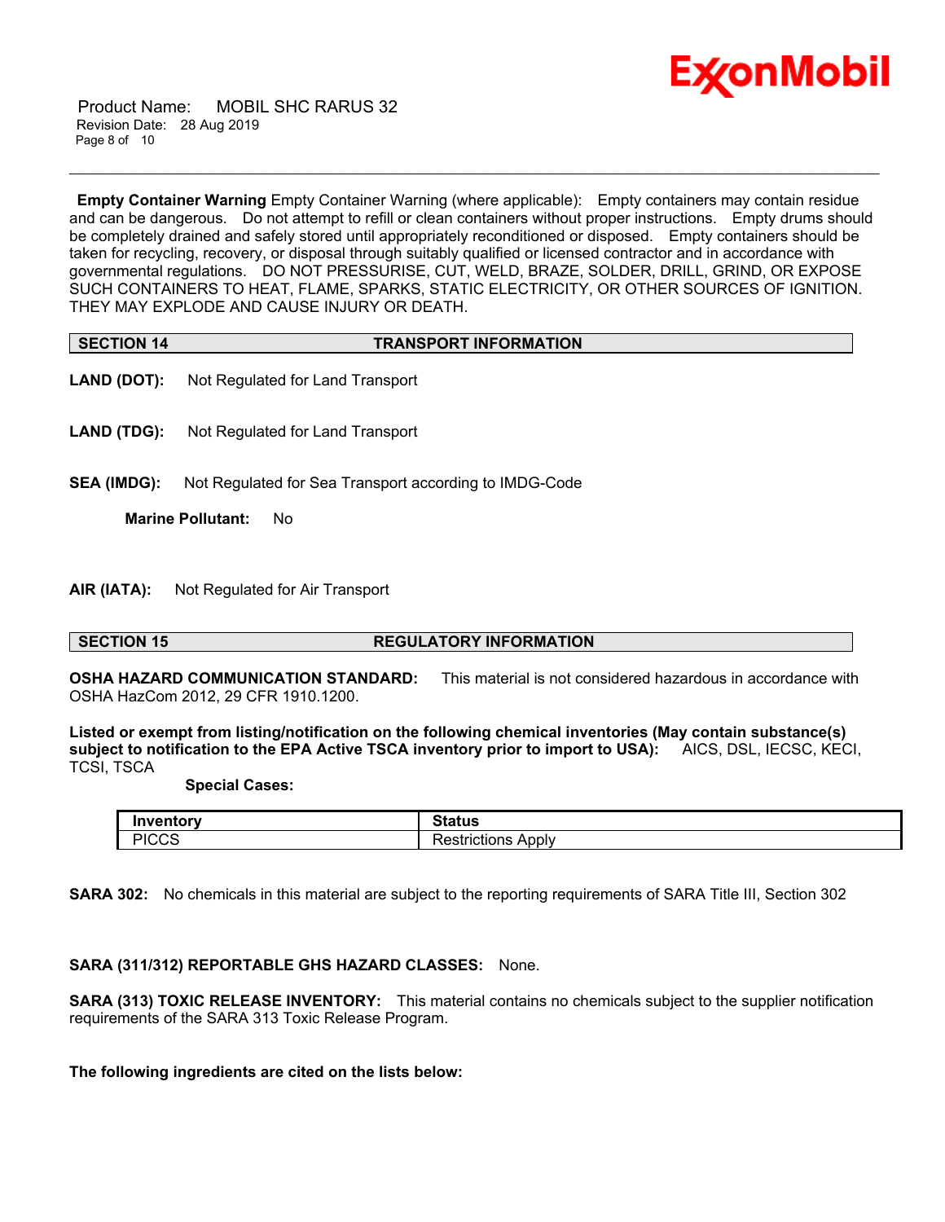**Empty Container Warning** Empty Container Warning (where applicable): Empty containers may contain residue and can be dangerous. Do not attempt to refill or clean containers without proper instructions. Empty drums should be completely drained and safely stored until appropriately reconditioned or disposed. Empty containers should be taken for recycling, recovery, or disposal through suitably qualified or licensed contractor and in accordance with governmental regulations. DO NOT PRESSURISE, CUT, WELD, BRAZE, SOLDER, DRILL, GRIND, OR EXPOSE SUCH CONTAINERS TO HEAT, FLAME, SPARKS, STATIC ELECTRICITY, OR OTHER SOURCES OF IGNITION. THEY MAY EXPLODE AND CAUSE INJURY OR DEATH.

## SECTION 14 TRANSPORT INFORMATION

**LAND (DOT):** Not Regulated for Land Transport

**LAND (TDG):** Not Regulated for Land Transport

**SEA (IMDG):** Not Regulated for Sea Transport according to IMDG-Code

**Marine Pollutant:** No

**AIR (IATA):** Not Regulated for Air Transport

## SECTION 15 REGULATORY INFORMATION

**OSHA HAZARD COMMUNICATION STANDARD:** This material is not considered hazardous in accordance with OSHA HazCom 2012, 29 CFR 1910.1200.

**Listed or exempt from listing/notification on the following chemical inventories (May contain substance(s) subject to notification to the EPA Active TSCA inventory prior to import to USA):** AICS, DSL, IECSC, KECI, TCSI, TSCA

**Special Cases:**

| Inventory | Status |
|---|---|
| PICCS | Restrictions Apply |

**SARA 302:** No chemicals in this material are subject to the reporting requirements of SARA Title III, Section 302

**SARA (311/312) REPORTABLE GHS HAZARD CLASSES:** None.

**SARA (313) TOXIC RELEASE INVENTORY:** This material contains no chemicals subject to the supplier notification requirements of the SARA 313 Toxic Release Program.

**The following ingredients are cited on the lists below:**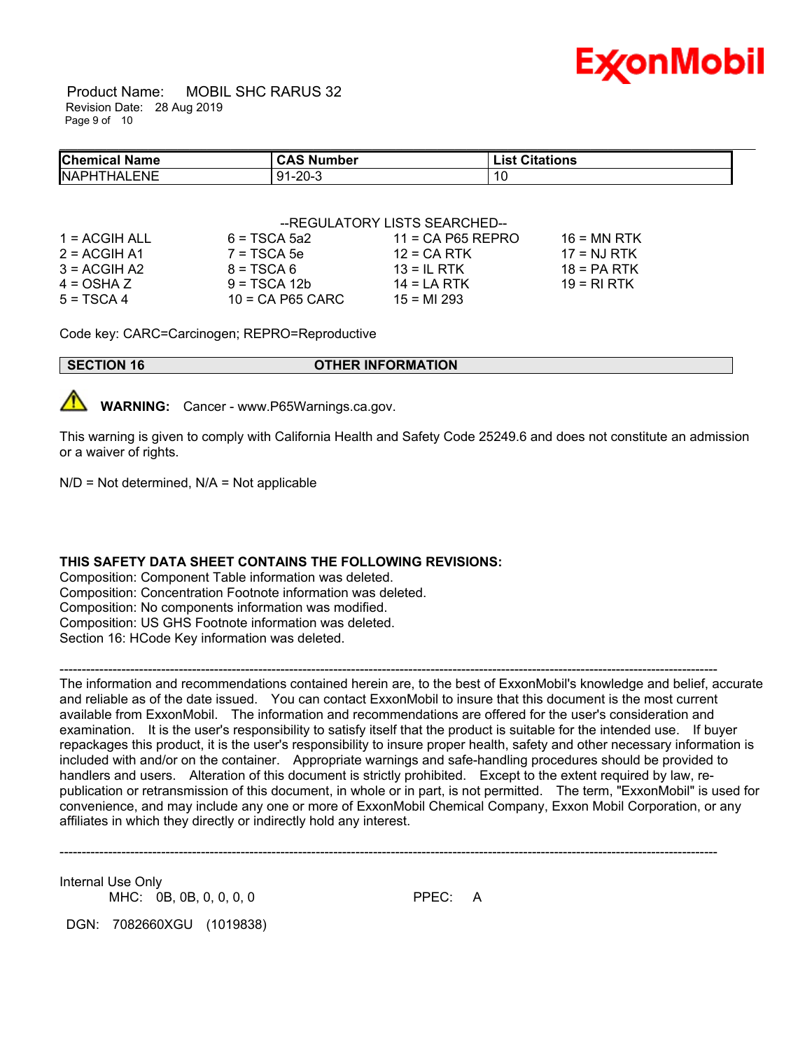| Chemical Name | CAS Number | List Citations |
| --- | --- | --- |
| NAPHTHALENE | 91-20-3 | 10 |

--REGULATORY LISTS SEARCHED--

| | | | |
| --- | --- | --- | --- |
| 1 = ACGIH ALL | 6 = TSCA 5a2 | 11 = CA P65 REPRO | 16 = MN RTK |
| 2 = ACGIH A1 | 7 = TSCA 5e | 12 = CA RTK | 17 = NJ RTK |
| 3 = ACGIH A2 | 8 = TSCA 6 | 13 = IL RTK | 18 = PA RTK |
| 4 = OSHA Z | 9 = TSCA 12b | 14 = LA RTK | 19 = RI RTK |
| 5 = TSCA 4 | 10 = CA P65 CARC | 15 = MI 293 | |

Code key: CARC=Carcinogen; REPRO=Reproductive

## SECTION 16 OTHER INFORMATION

**WARNING:** Cancer - www.P65Warnings.ca.gov.

This warning is given to comply with California Health and Safety Code 25249.6 and does not constitute an admission or a waiver of rights.

N/D = Not determined, N/A = Not applicable

**THIS SAFETY DATA SHEET CONTAINS THE FOLLOWING REVISIONS:**

Composition: Component Table information was deleted.
Composition: Concentration Footnote information was deleted.
Composition: No components information was modified.
Composition: US GHS Footnote information was deleted.
Section 16: HCode Key information was deleted.

---

The information and recommendations contained herein are, to the best of ExxonMobil's knowledge and belief, accurate and reliable as of the date issued. You can contact ExxonMobil to insure that this document is the most current available from ExxonMobil. The information and recommendations are offered for the user's consideration and examination. It is the user's responsibility to satisfy itself that the product is suitable for the intended use. If buyer repackages this product, it is the user's responsibility to insure proper health, safety and other necessary information is included with and/or on the container. Appropriate warnings and safe-handling procedures should be provided to handlers and users. Alteration of this document is strictly prohibited. Except to the extent required by law, re-publication or retransmission of this document, in whole or in part, is not permitted. The term, "ExxonMobil" is used for convenience, and may include any one or more of ExxonMobil Chemical Company, Exxon Mobil Corporation, or any affiliates in which they directly or indirectly hold any interest.

---

Internal Use Only
MHC: 0B, 0B, 0, 0, 0, 0    PPEC: A

DGN: 7082660XGU (1019838)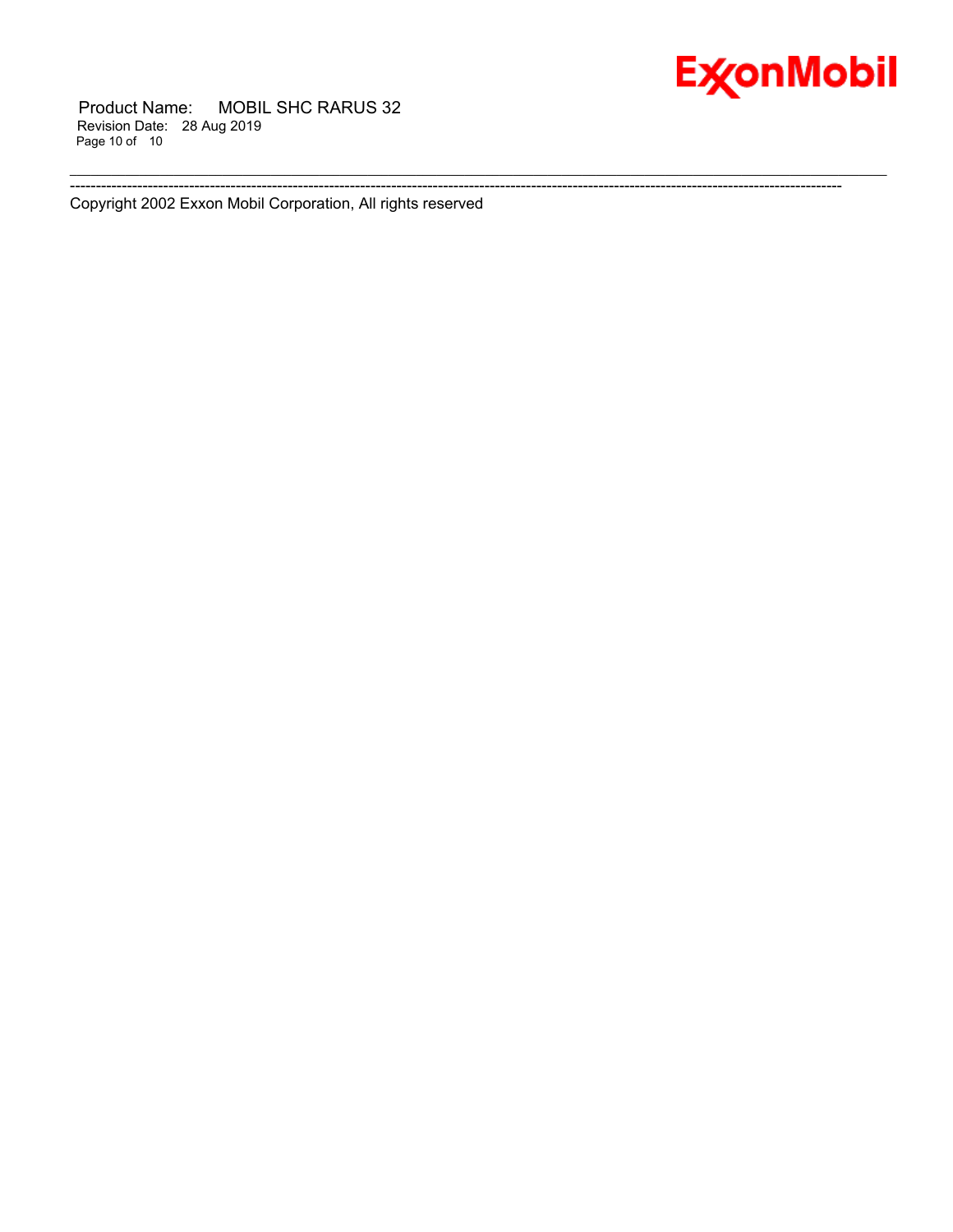-----------------------------------------------------------------------------------------------------------------------------------------------

Copyright 2002 Exxon Mobil Corporation, All rights reserved